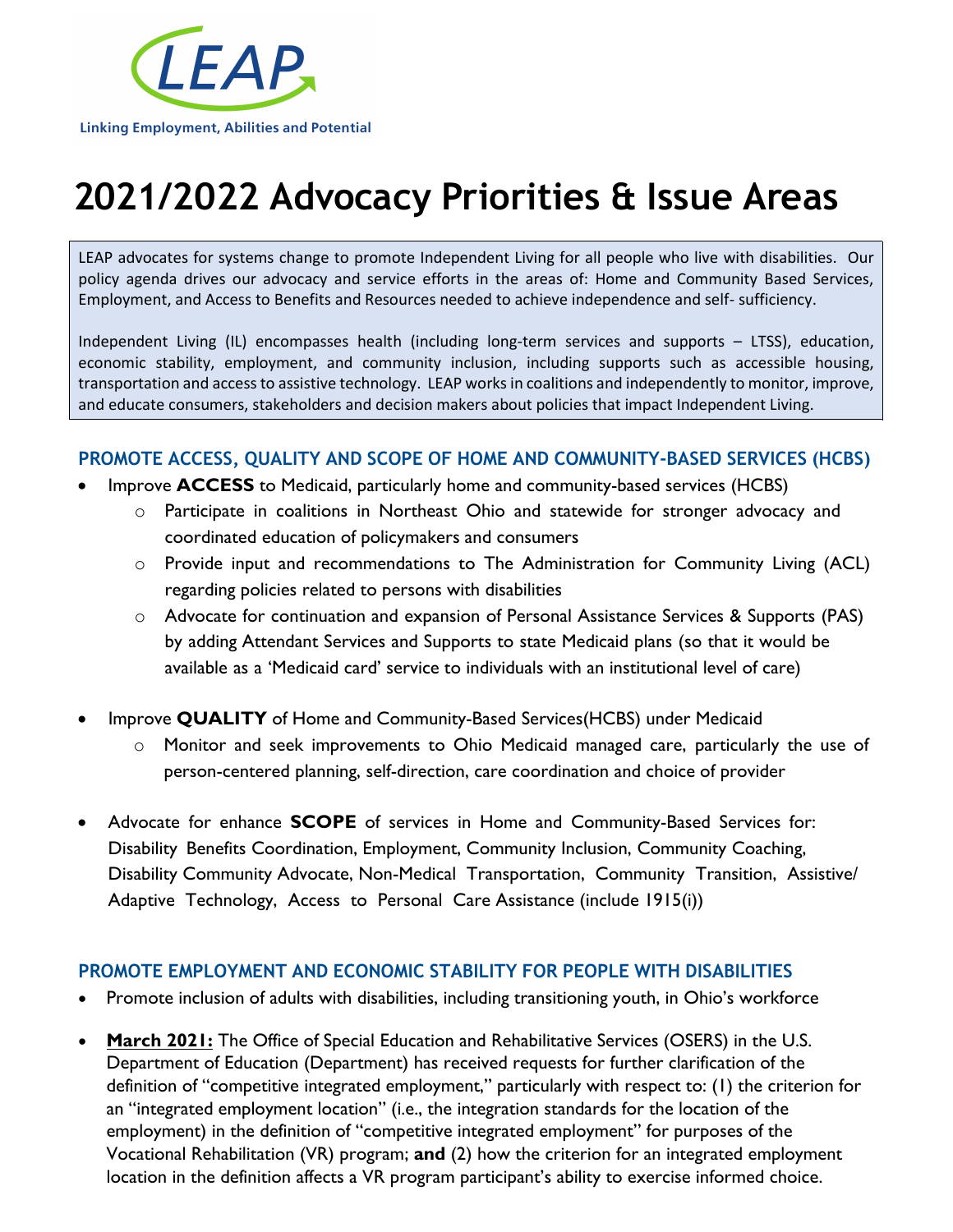LEAP

Linking Employment, Abilities and Potential

# 2021/2022 Advocacy Priorities & Issue Areas

LEAP advocates for systems change to promote Independent Living for all people who live with disabilities. Our policy agenda drives our advocacy and service efforts in the areas of: Home and Community Based Services, Employment, and Access to Benefits and Resources needed to achieve independence and self- sufficiency.

Independent Living (IL) encompasses health (including long-term services and supports – LTSS), education, economic stability, employment, and community inclusion, including supports such as accessible housing, transportation and access to assistive technology. LEAP works in coalitions and independently to monitor, improve, and educate consumers, stakeholders and decision makers about policies that impact Independent Living.

## PROMOTE ACCESS, QUALITY AND SCOPE OF HOME AND COMMUNITY-BASED SERVICES (HCBS)

- Improve **ACCESS** to Medicaid, particularly home and community-based services (HCBS)
  - Participate in coalitions in Northeast Ohio and statewide for stronger advocacy and coordinated education of policymakers and consumers
  - Provide input and recommendations to The Administration for Community Living (ACL) regarding policies related to persons with disabilities
  - Advocate for continuation and expansion of Personal Assistance Services & Supports (PAS) by adding Attendant Services and Supports to state Medicaid plans (so that it would be available as a 'Medicaid card' service to individuals with an institutional level of care)

- Improve **QUALITY** of Home and Community-Based Services(HCBS) under Medicaid
  - Monitor and seek improvements to Ohio Medicaid managed care, particularly the use of person-centered planning, self-direction, care coordination and choice of provider

- Advocate for enhance **SCOPE** of services in Home and Community-Based Services for: Disability Benefits Coordination, Employment, Community Inclusion, Community Coaching, Disability Community Advocate, Non-Medical Transportation, Community Transition, Assistive/ Adaptive Technology, Access to Personal Care Assistance (include 1915(i))

## PROMOTE EMPLOYMENT AND ECONOMIC STABILITY FOR PEOPLE WITH DISABILITIES

- Promote inclusion of adults with disabilities, including transitioning youth, in Ohio's workforce

- **March 2021:** The Office of Special Education and Rehabilitative Services (OSERS) in the U.S. Department of Education (Department) has received requests for further clarification of the definition of "competitive integrated employment," particularly with respect to: (1) the criterion for an "integrated employment location" (i.e., the integration standards for the location of the employment) in the definition of "competitive integrated employment" for purposes of the Vocational Rehabilitation (VR) program; **and** (2) how the criterion for an integrated employment location in the definition affects a VR program participant's ability to exercise informed choice.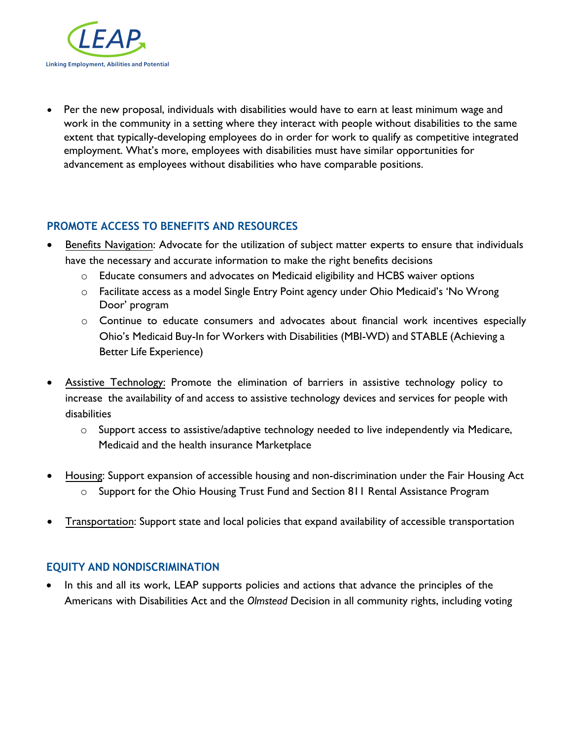- Per the new proposal, individuals with disabilities would have to earn at least minimum wage and work in the community in a setting where they interact with people without disabilities to the same extent that typically-developing employees do in order for work to qualify as competitive integrated employment. What's more, employees with disabilities must have similar opportunities for advancement as employees without disabilities who have comparable positions.

## PROMOTE ACCESS TO BENEFITS AND RESOURCES

- Benefits Navigation: Advocate for the utilization of subject matter experts to ensure that individuals have the necessary and accurate information to make the right benefits decisions
  - Educate consumers and advocates on Medicaid eligibility and HCBS waiver options
  - Facilitate access as a model Single Entry Point agency under Ohio Medicaid's 'No Wrong Door' program
  - Continue to educate consumers and advocates about financial work incentives especially Ohio's Medicaid Buy-In for Workers with Disabilities (MBI-WD) and STABLE (Achieving a Better Life Experience)

- Assistive Technology: Promote the elimination of barriers in assistive technology policy to increase the availability of and access to assistive technology devices and services for people with disabilities
  - Support access to assistive/adaptive technology needed to live independently via Medicare, Medicaid and the health insurance Marketplace

- Housing: Support expansion of accessible housing and non-discrimination under the Fair Housing Act
  - Support for the Ohio Housing Trust Fund and Section 811 Rental Assistance Program

- Transportation: Support state and local policies that expand availability of accessible transportation

## EQUITY AND NONDISCRIMINATION

- In this and all its work, LEAP supports policies and actions that advance the principles of the Americans with Disabilities Act and the *Olmstead* Decision in all community rights, including voting